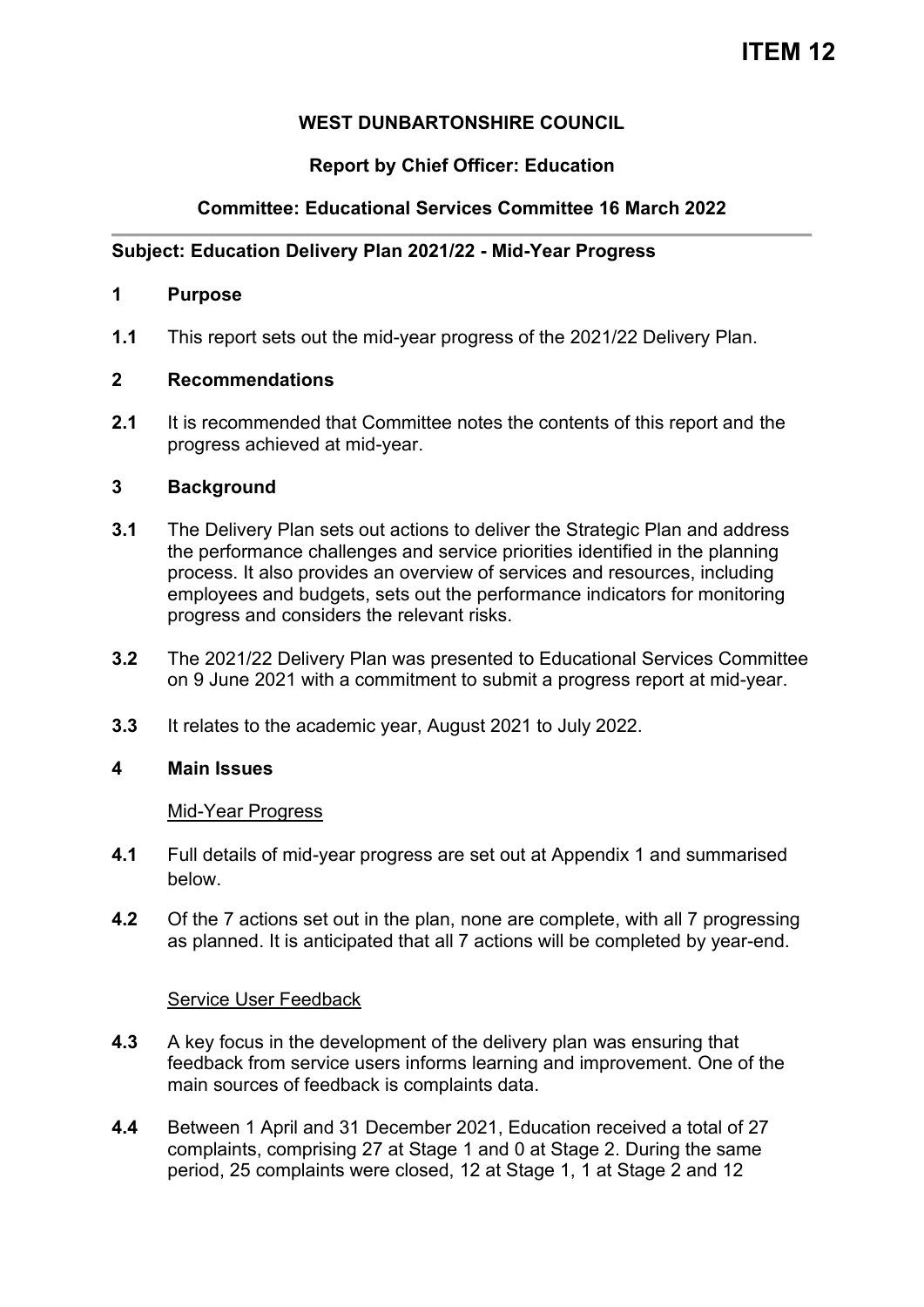# ITEM 12

**WEST DUNBARTONSHIRE COUNCIL**

**Report by Chief Officer: Education**

**Committee: Educational Services Committee 16 March 2022**

---

**Subject: Education Delivery Plan 2021/22 - Mid-Year Progress**

## 1 Purpose

**1.1** This report sets out the mid-year progress of the 2021/22 Delivery Plan.

## 2 Recommendations

**2.1** It is recommended that Committee notes the contents of this report and the progress achieved at mid-year.

## 3 Background

**3.1** The Delivery Plan sets out actions to deliver the Strategic Plan and address the performance challenges and service priorities identified in the planning process. It also provides an overview of services and resources, including employees and budgets, sets out the performance indicators for monitoring progress and considers the relevant risks.

**3.2** The 2021/22 Delivery Plan was presented to Educational Services Committee on 9 June 2021 with a commitment to submit a progress report at mid-year.

**3.3** It relates to the academic year, August 2021 to July 2022.

## 4 Main Issues

Mid-Year Progress

**4.1** Full details of mid-year progress are set out at Appendix 1 and summarised below.

**4.2** Of the 7 actions set out in the plan, none are complete, with all 7 progressing as planned. It is anticipated that all 7 actions will be completed by year-end.

Service User Feedback

**4.3** A key focus in the development of the delivery plan was ensuring that feedback from service users informs learning and improvement. One of the main sources of feedback is complaints data.

**4.4** Between 1 April and 31 December 2021, Education received a total of 27 complaints, comprising 27 at Stage 1 and 0 at Stage 2. During the same period, 25 complaints were closed, 12 at Stage 1, 1 at Stage 2 and 12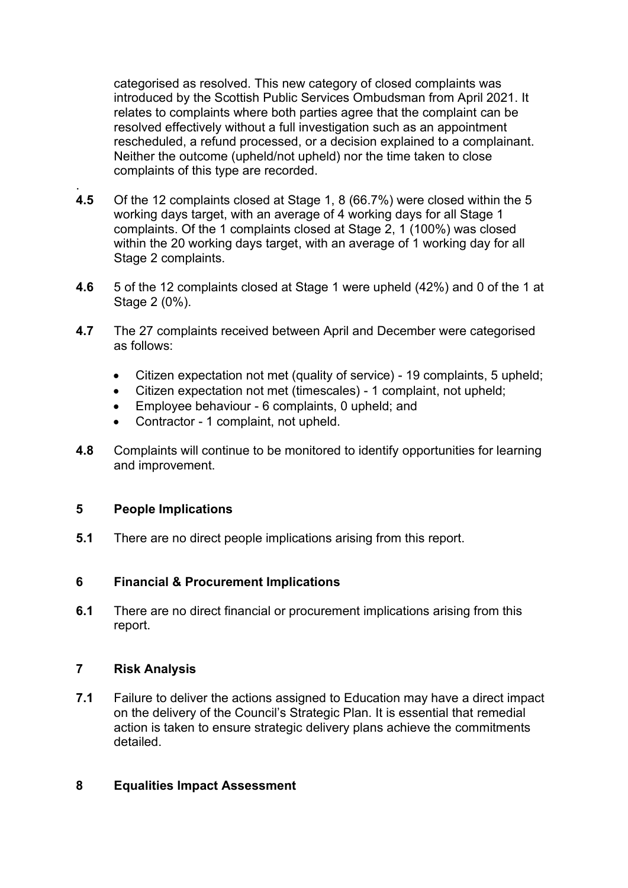categorised as resolved. This new category of closed complaints was introduced by the Scottish Public Services Ombudsman from April 2021. It relates to complaints where both parties agree that the complaint can be resolved effectively without a full investigation such as an appointment rescheduled, a refund processed, or a decision explained to a complainant. Neither the outcome (upheld/not upheld) nor the time taken to close complaints of this type are recorded.

**4.5** Of the 12 complaints closed at Stage 1, 8 (66.7%) were closed within the 5 working days target, with an average of 4 working days for all Stage 1 complaints. Of the 1 complaints closed at Stage 2, 1 (100%) was closed within the 20 working days target, with an average of 1 working day for all Stage 2 complaints.

**4.6** 5 of the 12 complaints closed at Stage 1 were upheld (42%) and 0 of the 1 at Stage 2 (0%).

**4.7** The 27 complaints received between April and December were categorised as follows:

- Citizen expectation not met (quality of service) - 19 complaints, 5 upheld;
- Citizen expectation not met (timescales) - 1 complaint, not upheld;
- Employee behaviour - 6 complaints, 0 upheld; and
- Contractor - 1 complaint, not upheld.

**4.8** Complaints will continue to be monitored to identify opportunities for learning and improvement.

## 5 People Implications

**5.1** There are no direct people implications arising from this report.

## 6 Financial & Procurement Implications

**6.1** There are no direct financial or procurement implications arising from this report.

## 7 Risk Analysis

**7.1** Failure to deliver the actions assigned to Education may have a direct impact on the delivery of the Council's Strategic Plan. It is essential that remedial action is taken to ensure strategic delivery plans achieve the commitments detailed.

## 8 Equalities Impact Assessment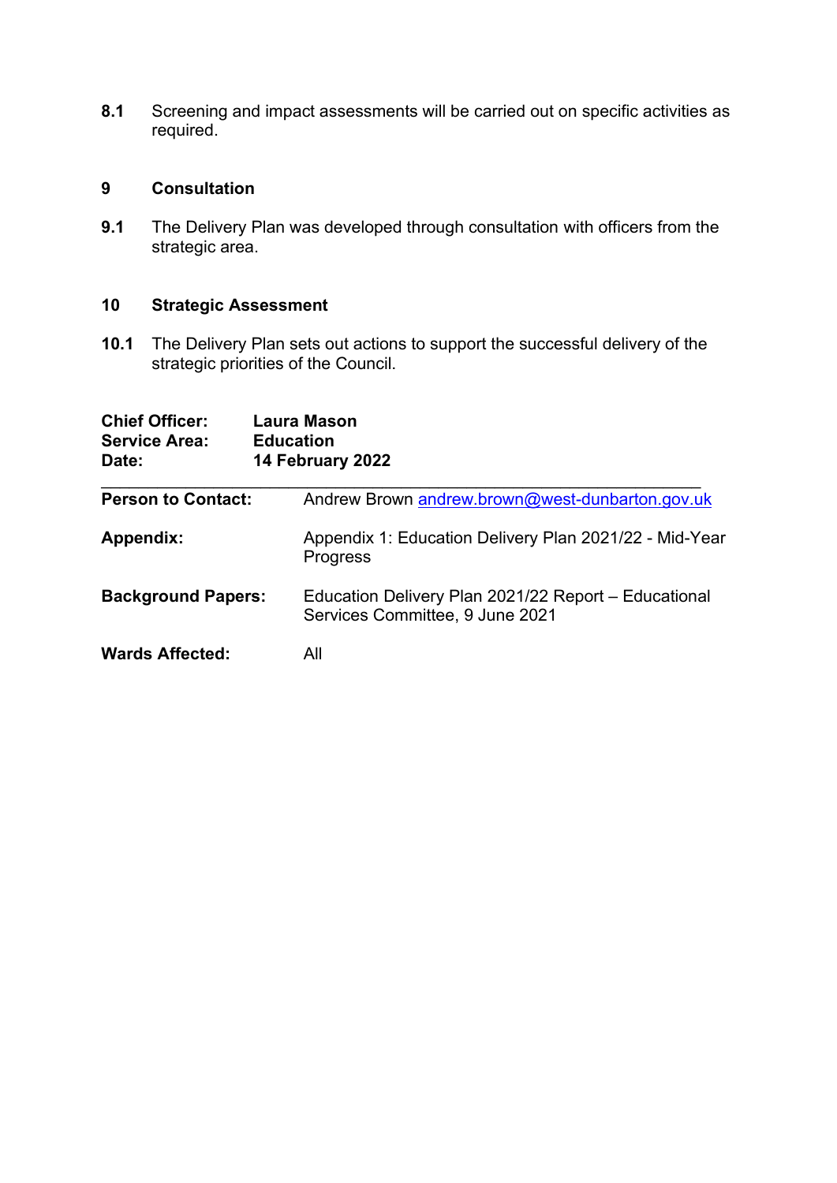**8.1** Screening and impact assessments will be carried out on specific activities as required.

## 9 Consultation

**9.1** The Delivery Plan was developed through consultation with officers from the strategic area.

## 10 Strategic Assessment

**10.1** The Delivery Plan sets out actions to support the successful delivery of the strategic priorities of the Council.

**Chief Officer:** **Laura Mason**
**Service Area:** **Education**
**Date:** **14 February 2022**

---

| | |
|---|---|
| **Person to Contact:** | Andrew Brown andrew.brown@west-dunbarton.gov.uk |
| **Appendix:** | Appendix 1: Education Delivery Plan 2021/22 - Mid-Year Progress |
| **Background Papers:** | Education Delivery Plan 2021/22 Report – Educational Services Committee, 9 June 2021 |
| **Wards Affected:** | All |